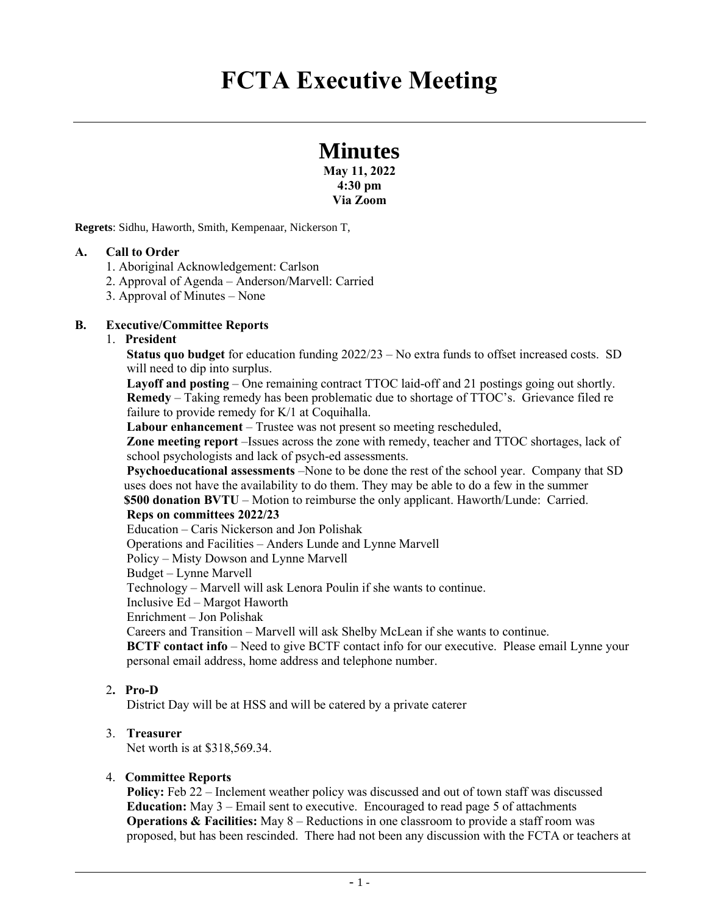# FCTA Executive Meeting

## Minutes

**May 11, 2022**
**4:30 pm**
**Via Zoom**

**Regrets**: Sidhu, Haworth, Smith, Kempenaar, Nickerson T,

**A. Call to Order**

1. Aboriginal Acknowledgement: Carlson
2. Approval of Agenda – Anderson/Marvell: Carried
3. Approval of Minutes – None

**B. Executive/Committee Reports**

1. **President**

   **Status quo budget** for education funding 2022/23 – No extra funds to offset increased costs. SD will need to dip into surplus.

   **Layoff and posting** – One remaining contract TTOC laid-off and 21 postings going out shortly.

   **Remedy** – Taking remedy has been problematic due to shortage of TTOC's. Grievance filed re failure to provide remedy for K/1 at Coquihalla.

   **Labour enhancement** – Trustee was not present so meeting rescheduled,

   **Zone meeting report** –Issues across the zone with remedy, teacher and TTOC shortages, lack of school psychologists and lack of psych-ed assessments.

   **Psychoeducational assessments** –None to be done the rest of the school year. Company that SD uses does not have the availability to do them. They may be able to do a few in the summer

   **$500 donation BVTU** – Motion to reimburse the only applicant. Haworth/Lunde: Carried.

   **Reps on committees 2022/23**

   Education – Caris Nickerson and Jon Polishak

   Operations and Facilities – Anders Lunde and Lynne Marvell

   Policy – Misty Dowson and Lynne Marvell

   Budget – Lynne Marvell

   Technology – Marvell will ask Lenora Poulin if she wants to continue.

   Inclusive Ed – Margot Haworth

   Enrichment – Jon Polishak

   Careers and Transition – Marvell will ask Shelby McLean if she wants to continue.

   **BCTF contact info** – Need to give BCTF contact info for our executive. Please email Lynne your personal email address, home address and telephone number.

2. **Pro-D**

   District Day will be at HSS and will be catered by a private caterer

3. **Treasurer**

   Net worth is at $318,569.34.

4. **Committee Reports**

   **Policy:** Feb 22 – Inclement weather policy was discussed and out of town staff was discussed

   **Education:** May 3 – Email sent to executive. Encouraged to read page 5 of attachments

   **Operations & Facilities:** May 8 – Reductions in one classroom to provide a staff room was proposed, but has been rescinded. There had not been any discussion with the FCTA or teachers at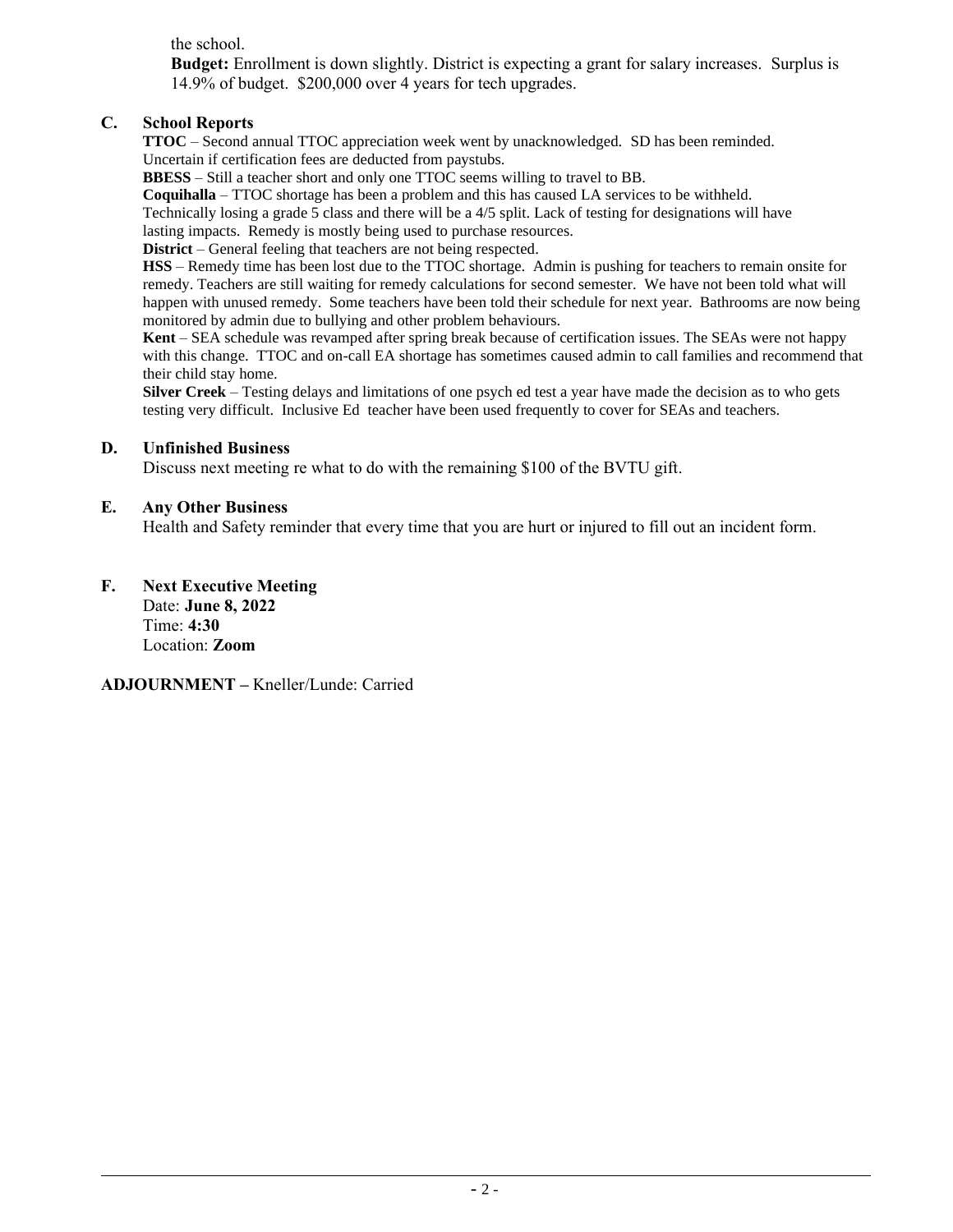the school.

**Budget:** Enrollment is down slightly. District is expecting a grant for salary increases. Surplus is 14.9% of budget. $200,000 over 4 years for tech upgrades.

## C. School Reports

**TTOC** – Second annual TTOC appreciation week went by unacknowledged. SD has been reminded. Uncertain if certification fees are deducted from paystubs.

**BBESS** – Still a teacher short and only one TTOC seems willing to travel to BB.

**Coquihalla** – TTOC shortage has been a problem and this has caused LA services to be withheld. Technically losing a grade 5 class and there will be a 4/5 split. Lack of testing for designations will have lasting impacts. Remedy is mostly being used to purchase resources.

**District** – General feeling that teachers are not being respected.

**HSS** – Remedy time has been lost due to the TTOC shortage. Admin is pushing for teachers to remain onsite for remedy. Teachers are still waiting for remedy calculations for second semester. We have not been told what will happen with unused remedy. Some teachers have been told their schedule for next year. Bathrooms are now being monitored by admin due to bullying and other problem behaviours.

**Kent** – SEA schedule was revamped after spring break because of certification issues. The SEAs were not happy with this change. TTOC and on-call EA shortage has sometimes caused admin to call families and recommend that their child stay home.

**Silver Creek** – Testing delays and limitations of one psych ed test a year have made the decision as to who gets testing very difficult. Inclusive Ed teacher have been used frequently to cover for SEAs and teachers.

## D. Unfinished Business

Discuss next meeting re what to do with the remaining $100 of the BVTU gift.

## E. Any Other Business

Health and Safety reminder that every time that you are hurt or injured to fill out an incident form.

## F. Next Executive Meeting

Date: **June 8, 2022**
Time: **4:30**
Location: **Zoom**

**ADJOURNMENT –** Kneller/Lunde: Carried